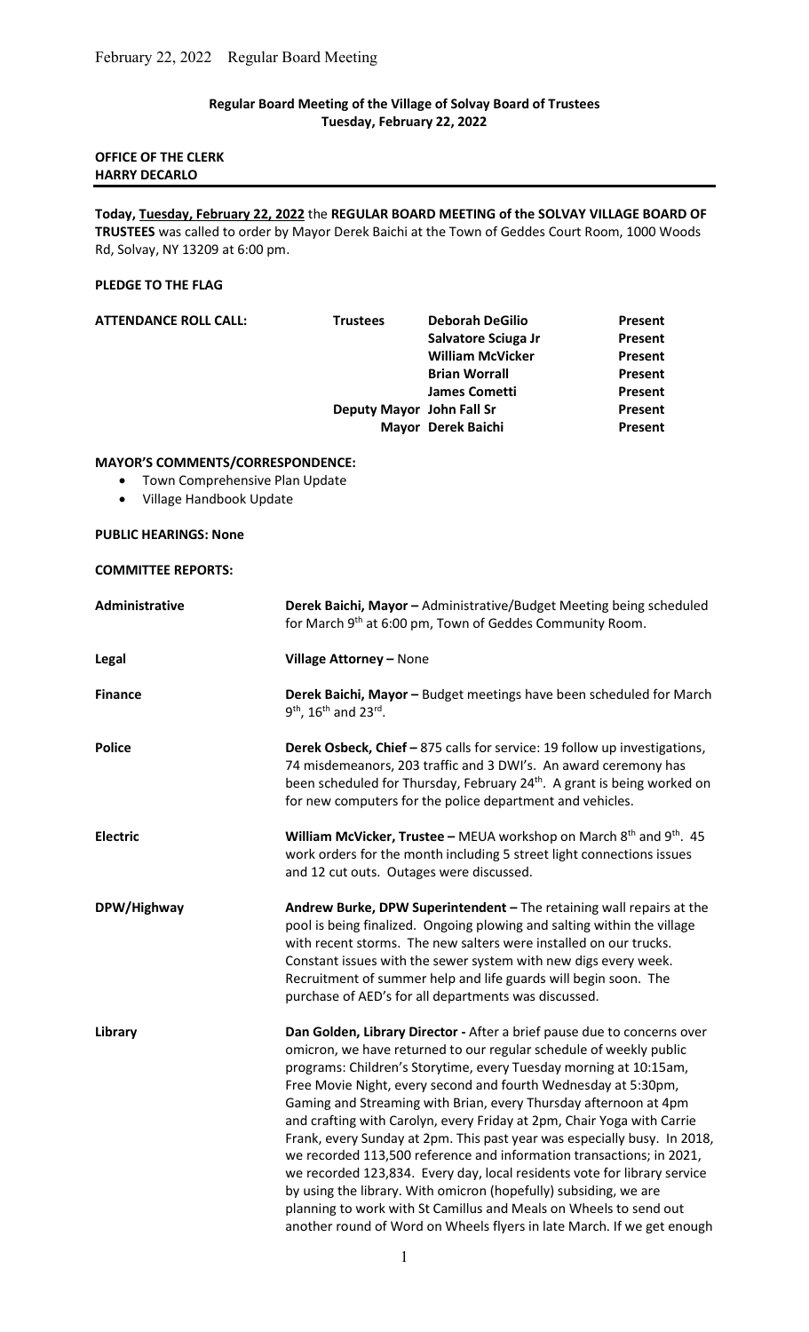**Regular Board Meeting of the Village of Solvay Board of Trustees**
**Tuesday, February 22, 2022**

**OFFICE OF THE CLERK**
**HARRY DECARLO**

---

**Today, Tuesday, February 22, 2022** the **REGULAR BOARD MEETING of the SOLVAY VILLAGE BOARD OF TRUSTEES** was called to order by Mayor Derek Baichi at the Town of Geddes Court Room, 1000 Woods Rd, Solvay, NY 13209 at 6:00 pm.

**PLEDGE TO THE FLAG**

| **ATTENDANCE ROLL CALL:** | **Trustees** | **Deborah DeGilio** | **Present** |
|---|---|---|---|
| | | **Salvatore Sciuga Jr** | **Present** |
| | | **William McVicker** | **Present** |
| | | **Brian Worrall** | **Present** |
| | | **James Cometti** | **Present** |
| | **Deputy Mayor** | **John Fall Sr** | **Present** |
| | **Mayor** | **Derek Baichi** | **Present** |

**MAYOR'S COMMENTS/CORRESPONDENCE:**

- Town Comprehensive Plan Update
- Village Handbook Update

**PUBLIC HEARINGS: None**

**COMMITTEE REPORTS:**

**Administrative** — **Derek Baichi, Mayor –** Administrative/Budget Meeting being scheduled for March 9th at 6:00 pm, Town of Geddes Community Room.

**Legal** — **Village Attorney –** None

**Finance** — **Derek Baichi, Mayor –** Budget meetings have been scheduled for March 9th, 16th and 23rd.

**Police** — **Derek Osbeck, Chief –** 875 calls for service: 19 follow up investigations, 74 misdemeanors, 203 traffic and 3 DWI's. An award ceremony has been scheduled for Thursday, February 24th. A grant is being worked on for new computers for the police department and vehicles.

**Electric** — **William McVicker, Trustee –** MEUA workshop on March 8th and 9th. 45 work orders for the month including 5 street light connections issues and 12 cut outs. Outages were discussed.

**DPW/Highway** — **Andrew Burke, DPW Superintendent –** The retaining wall repairs at the pool is being finalized. Ongoing plowing and salting within the village with recent storms. The new salters were installed on our trucks. Constant issues with the sewer system with new digs every week. Recruitment of summer help and life guards will begin soon. The purchase of AED's for all departments was discussed.

**Library** — **Dan Golden, Library Director -** After a brief pause due to concerns over omicron, we have returned to our regular schedule of weekly public programs: Children's Storytime, every Tuesday morning at 10:15am, Free Movie Night, every second and fourth Wednesday at 5:30pm, Gaming and Streaming with Brian, every Thursday afternoon at 4pm and crafting with Carolyn, every Friday at 2pm, Chair Yoga with Carrie Frank, every Sunday at 2pm. This past year was especially busy. In 2018, we recorded 113,500 reference and information transactions; in 2021, we recorded 123,834. Every day, local residents vote for library service by using the library. With omicron (hopefully) subsiding, we are planning to work with St Camillus and Meals on Wheels to send out another round of Word on Wheels flyers in late March. If we get enough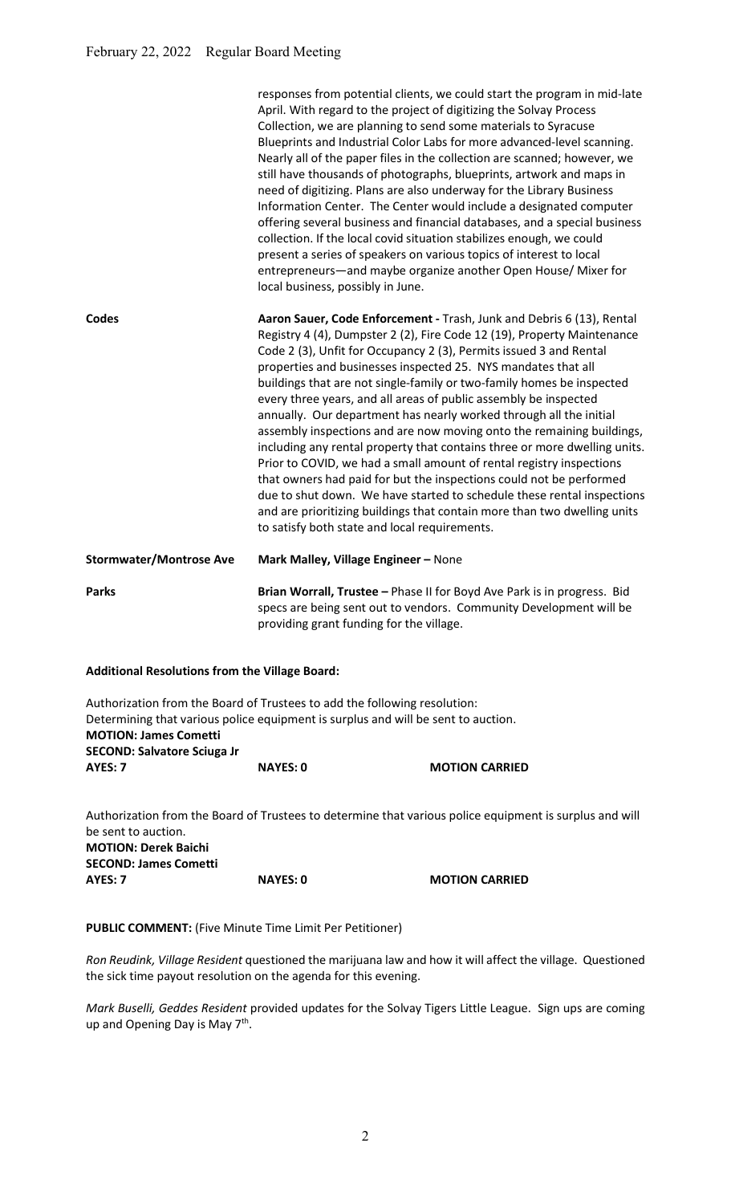|  |  |
|---|---|
|  | responses from potential clients, we could start the program in mid-late April. With regard to the project of digitizing the Solvay Process Collection, we are planning to send some materials to Syracuse Blueprints and Industrial Color Labs for more advanced-level scanning. Nearly all of the paper files in the collection are scanned; however, we still have thousands of photographs, blueprints, artwork and maps in need of digitizing. Plans are also underway for the Library Business Information Center. The Center would include a designated computer offering several business and financial databases, and a special business collection. If the local covid situation stabilizes enough, we could present a series of speakers on various topics of interest to local entrepreneurs—and maybe organize another Open House/ Mixer for local business, possibly in June. |
| **Codes** | **Aaron Sauer, Code Enforcement -** Trash, Junk and Debris 6 (13), Rental Registry 4 (4), Dumpster 2 (2), Fire Code 12 (19), Property Maintenance Code 2 (3), Unfit for Occupancy 2 (3), Permits issued 3 and Rental properties and businesses inspected 25. NYS mandates that all buildings that are not single-family or two-family homes be inspected every three years, and all areas of public assembly be inspected annually. Our department has nearly worked through all the initial assembly inspections and are now moving onto the remaining buildings, including any rental property that contains three or more dwelling units. Prior to COVID, we had a small amount of rental registry inspections that owners had paid for but the inspections could not be performed due to shut down. We have started to schedule these rental inspections and are prioritizing buildings that contain more than two dwelling units to satisfy both state and local requirements. |
| **Stormwater/Montrose Ave** | **Mark Malley, Village Engineer –** None |
| **Parks** | **Brian Worrall, Trustee –** Phase II for Boyd Ave Park is in progress. Bid specs are being sent out to vendors. Community Development will be providing grant funding for the village. |

**Additional Resolutions from the Village Board:**

Authorization from the Board of Trustees to add the following resolution:
Determining that various police equipment is surplus and will be sent to auction.
**MOTION: James Cometti**
**SECOND: Salvatore Sciuga Jr**
**AYES: 7** **NAYES: 0** **MOTION CARRIED**

Authorization from the Board of Trustees to determine that various police equipment is surplus and will be sent to auction.
**MOTION: Derek Baichi**
**SECOND: James Cometti**
**AYES: 7** **NAYES: 0** **MOTION CARRIED**

**PUBLIC COMMENT:** (Five Minute Time Limit Per Petitioner)

*Ron Reudink, Village Resident* questioned the marijuana law and how it will affect the village. Questioned the sick time payout resolution on the agenda for this evening.

*Mark Buselli, Geddes Resident* provided updates for the Solvay Tigers Little League. Sign ups are coming up and Opening Day is May 7th.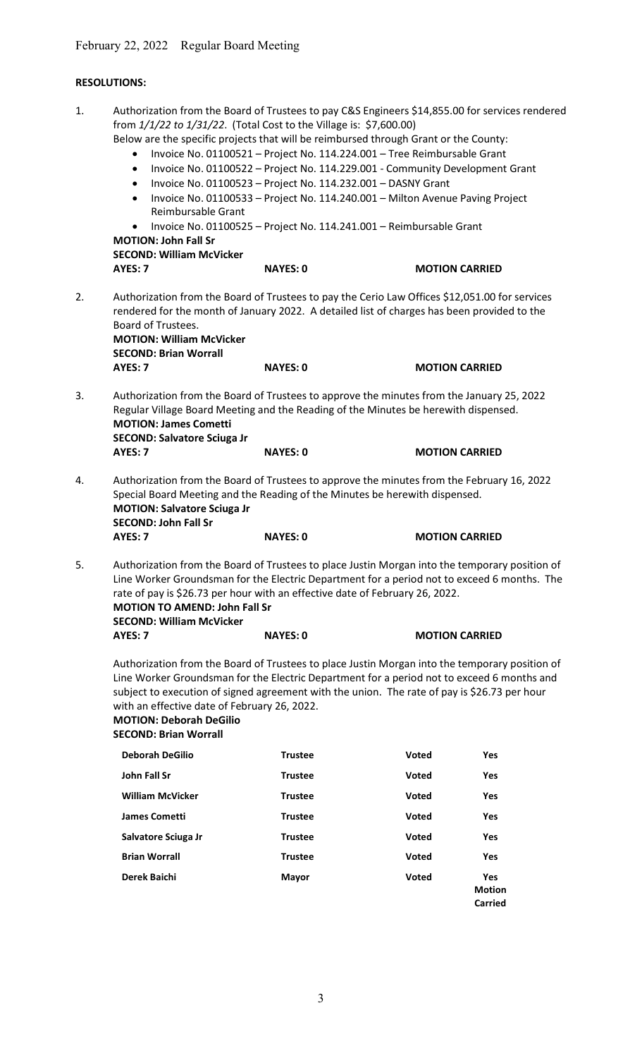February 22, 2022 Regular Board Meeting

**RESOLUTIONS:**

1. Authorization from the Board of Trustees to pay C&S Engineers $14,855.00 for services rendered from *1/1/22 to 1/31/22*. (Total Cost to the Village is: $7,600.00)
   Below are the specific projects that will be reimbursed through Grant or the County:
   - Invoice No. 01100521 – Project No. 114.224.001 – Tree Reimbursable Grant
   - Invoice No. 01100522 – Project No. 114.229.001 - Community Development Grant
   - Invoice No. 01100523 – Project No. 114.232.001 – DASNY Grant
   - Invoice No. 01100533 – Project No. 114.240.001 – Milton Avenue Paving Project Reimbursable Grant
   - Invoice No. 01100525 – Project No. 114.241.001 – Reimbursable Grant

   **MOTION: John Fall Sr**
   **SECOND: William McVicker**
   **AYES: 7** **NAYES: 0** **MOTION CARRIED**

2. Authorization from the Board of Trustees to pay the Cerio Law Offices $12,051.00 for services rendered for the month of January 2022. A detailed list of charges has been provided to the Board of Trustees.
   **MOTION: William McVicker**
   **SECOND: Brian Worrall**
   **AYES: 7** **NAYES: 0** **MOTION CARRIED**

3. Authorization from the Board of Trustees to approve the minutes from the January 25, 2022 Regular Village Board Meeting and the Reading of the Minutes be herewith dispensed.
   **MOTION: James Cometti**
   **SECOND: Salvatore Sciuga Jr**
   **AYES: 7** **NAYES: 0** **MOTION CARRIED**

4. Authorization from the Board of Trustees to approve the minutes from the February 16, 2022 Special Board Meeting and the Reading of the Minutes be herewith dispensed.
   **MOTION: Salvatore Sciuga Jr**
   **SECOND: John Fall Sr**
   **AYES: 7** **NAYES: 0** **MOTION CARRIED**

5. Authorization from the Board of Trustees to place Justin Morgan into the temporary position of Line Worker Groundsman for the Electric Department for a period not to exceed 6 months. The rate of pay is $26.73 per hour with an effective date of February 26, 2022.
   **MOTION TO AMEND: John Fall Sr**
   **SECOND: William McVicker**
   **AYES: 7** **NAYES: 0** **MOTION CARRIED**

   Authorization from the Board of Trustees to place Justin Morgan into the temporary position of Line Worker Groundsman for the Electric Department for a period not to exceed 6 months and subject to execution of signed agreement with the union. The rate of pay is $26.73 per hour with an effective date of February 26, 2022.
   **MOTION: Deborah DeGilio**
   **SECOND: Brian Worrall**

| | | | |
|---|---|---|---|
| **Deborah DeGilio** | **Trustee** | **Voted** | **Yes** |
| **John Fall Sr** | **Trustee** | **Voted** | **Yes** |
| **William McVicker** | **Trustee** | **Voted** | **Yes** |
| **James Cometti** | **Trustee** | **Voted** | **Yes** |
| **Salvatore Sciuga Jr** | **Trustee** | **Voted** | **Yes** |
| **Brian Worrall** | **Trustee** | **Voted** | **Yes** |
| **Derek Baichi** | **Mayor** | **Voted** | **Yes Motion Carried** |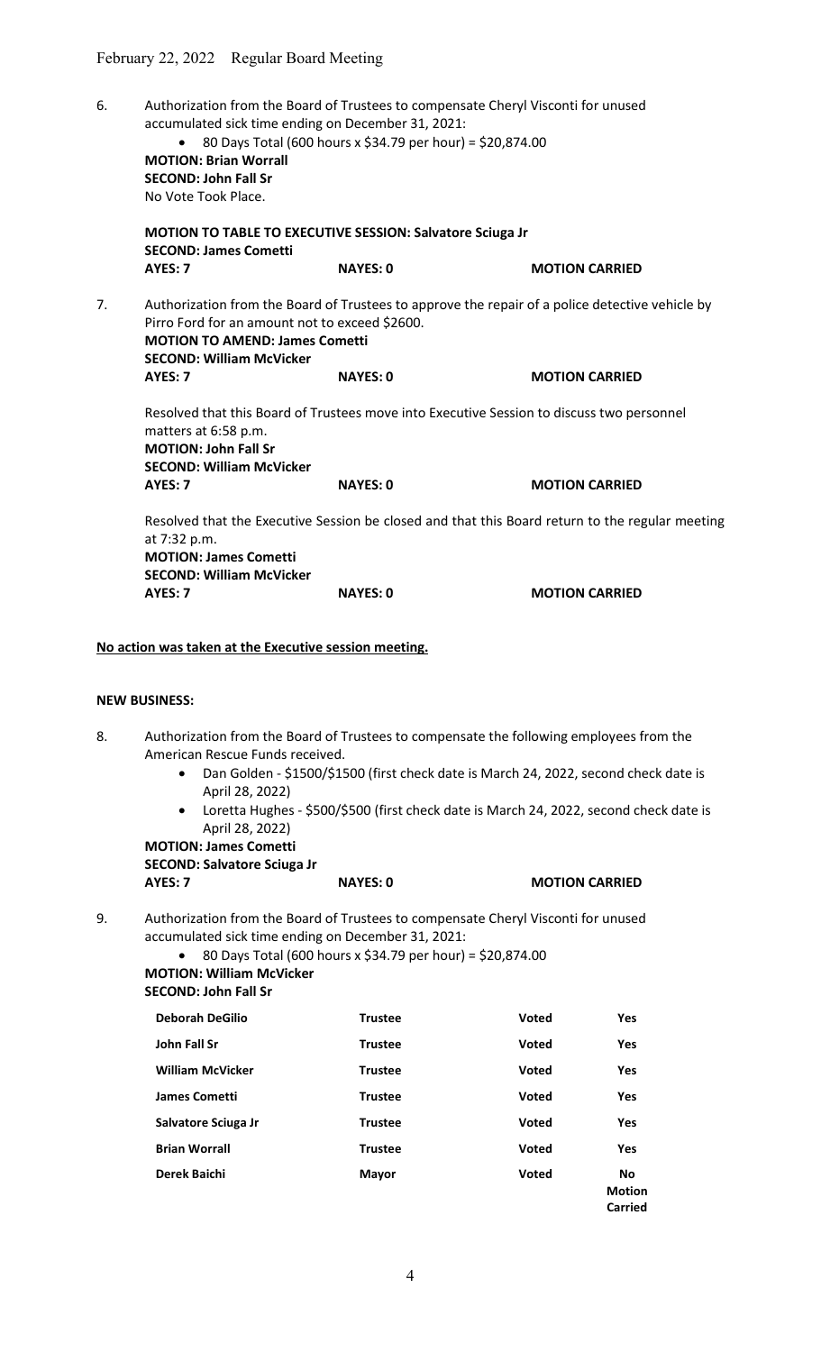February 22, 2022 Regular Board Meeting

6. Authorization from the Board of Trustees to compensate Cheryl Visconti for unused accumulated sick time ending on December 31, 2021:
   - 80 Days Total (600 hours x $34.79 per hour) = $20,874.00

   **MOTION: Brian Worrall**
   **SECOND: John Fall Sr**
   No Vote Took Place.

   **MOTION TO TABLE TO EXECUTIVE SESSION: Salvatore Sciuga Jr**
   **SECOND: James Cometti**

   | **AYES: 7** | **NAYES: 0** | **MOTION CARRIED** |
   |---|---|---|

7. Authorization from the Board of Trustees to approve the repair of a police detective vehicle by Pirro Ford for an amount not to exceed $2600.
   **MOTION TO AMEND: James Cometti**
   **SECOND: William McVicker**

   | **AYES: 7** | **NAYES: 0** | **MOTION CARRIED** |
   |---|---|---|

   Resolved that this Board of Trustees move into Executive Session to discuss two personnel matters at 6:58 p.m.
   **MOTION: John Fall Sr**
   **SECOND: William McVicker**

   | **AYES: 7** | **NAYES: 0** | **MOTION CARRIED** |
   |---|---|---|

   Resolved that the Executive Session be closed and that this Board return to the regular meeting at 7:32 p.m.
   **MOTION: James Cometti**
   **SECOND: William McVicker**

   | **AYES: 7** | **NAYES: 0** | **MOTION CARRIED** |
   |---|---|---|

**No action was taken at the Executive session meeting.**

**NEW BUSINESS:**

8. Authorization from the Board of Trustees to compensate the following employees from the American Rescue Funds received.
   - Dan Golden - $1500/$1500 (first check date is March 24, 2022, second check date is April 28, 2022)
   - Loretta Hughes - $500/$500 (first check date is March 24, 2022, second check date is April 28, 2022)

   **MOTION: James Cometti**
   **SECOND: Salvatore Sciuga Jr**

   | **AYES: 7** | **NAYES: 0** | **MOTION CARRIED** |
   |---|---|---|

9. Authorization from the Board of Trustees to compensate Cheryl Visconti for unused accumulated sick time ending on December 31, 2021:
   - 80 Days Total (600 hours x $34.79 per hour) = $20,874.00

   **MOTION: William McVicker**
   **SECOND: John Fall Sr**

   | Name | Title | | |
   |---|---|---|---|
   | **Deborah DeGilio** | **Trustee** | **Voted** | **Yes** |
   | **John Fall Sr** | **Trustee** | **Voted** | **Yes** |
   | **William McVicker** | **Trustee** | **Voted** | **Yes** |
   | **James Cometti** | **Trustee** | **Voted** | **Yes** |
   | **Salvatore Sciuga Jr** | **Trustee** | **Voted** | **Yes** |
   | **Brian Worrall** | **Trustee** | **Voted** | **Yes** |
   | **Derek Baichi** | **Mayor** | **Voted** | **No** |
   | | | | **Motion Carried** |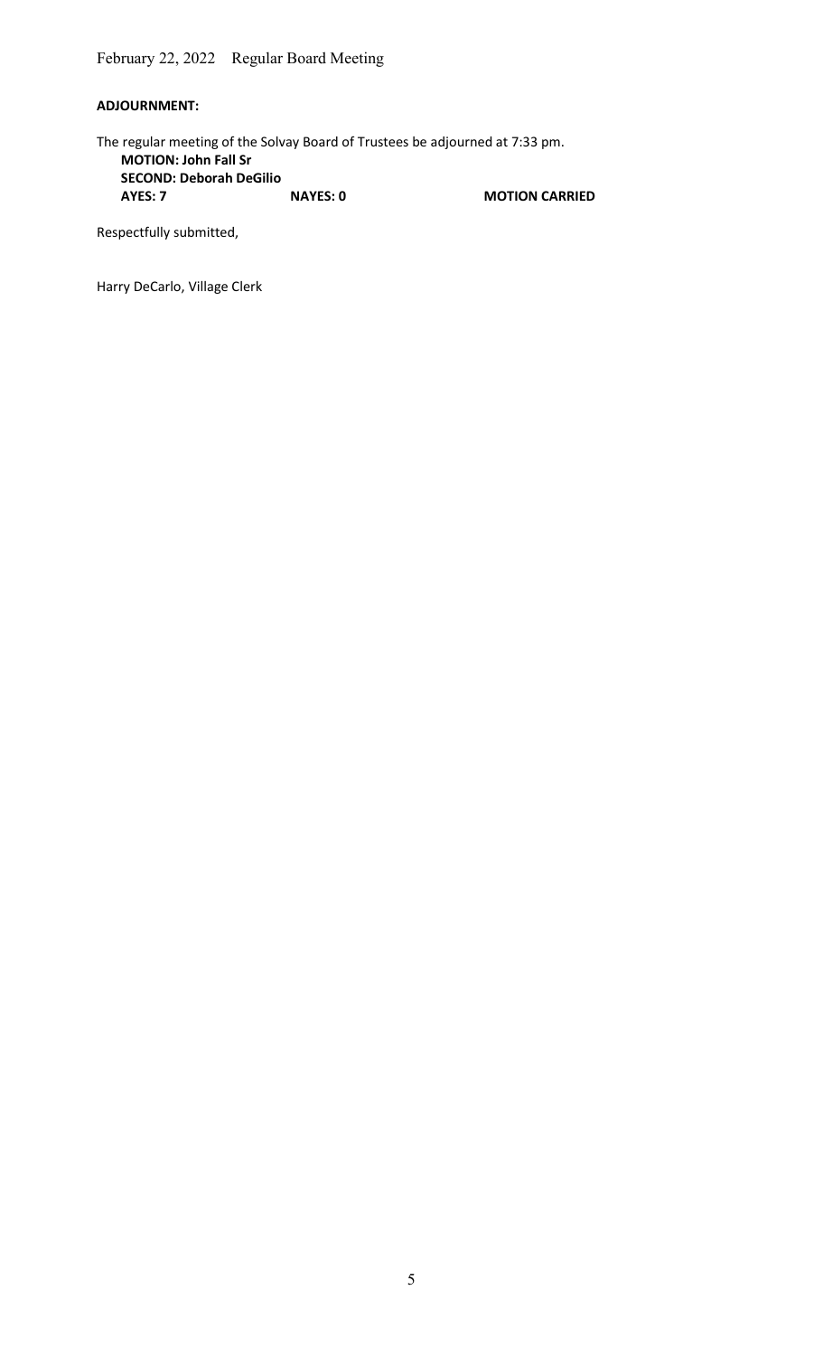**ADJOURNMENT:**

The regular meeting of the Solvay Board of Trustees be adjourned at 7:33 pm.

**MOTION: John Fall Sr**
**SECOND: Deborah DeGilio**
**AYES: 7 NAYES: 0 MOTION CARRIED**

Respectfully submitted,

Harry DeCarlo, Village Clerk